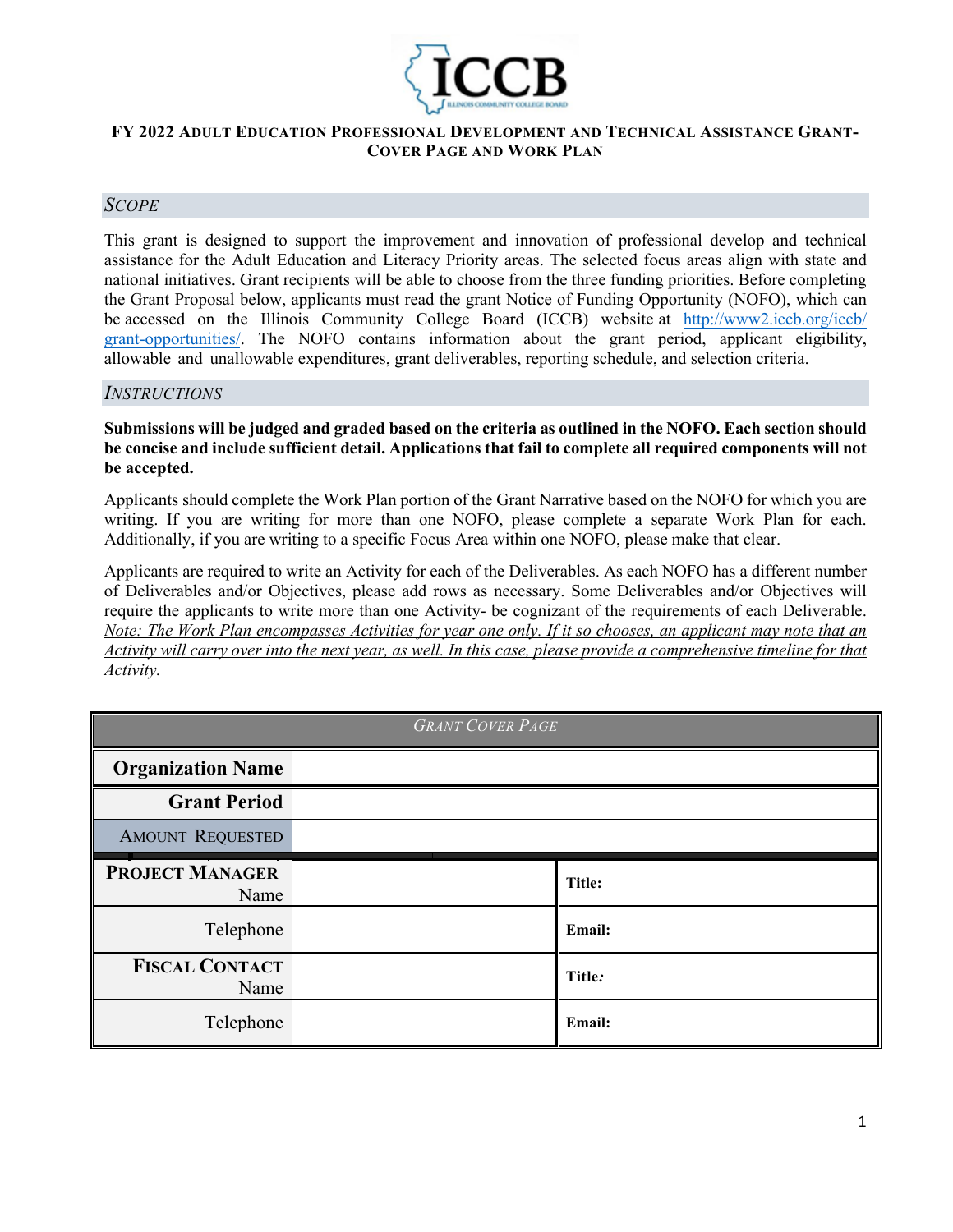# FY 2022 Adult Education Professional Development and Technical Assistance Grant-Cover Page and Work Plan

## *Scope*

This grant is designed to support the improvement and innovation of professional develop and technical assistance for the Adult Education and Literacy Priority areas. The selected focus areas align with state and national initiatives. Grant recipients will be able to choose from the three funding priorities. Before completing the Grant Proposal below, applicants must read the grant Notice of Funding Opportunity (NOFO), which can be accessed on the Illinois Community College Board (ICCB) website at http://www2.iccb.org/iccb/grant-opportunities/. The NOFO contains information about the grant period, applicant eligibility, allowable and unallowable expenditures, grant deliverables, reporting schedule, and selection criteria.

## *Instructions*

**Submissions will be judged and graded based on the criteria as outlined in the NOFO. Each section should be concise and include sufficient detail. Applications that fail to complete all required components will not be accepted.**

Applicants should complete the Work Plan portion of the Grant Narrative based on the NOFO for which you are writing. If you are writing for more than one NOFO, please complete a separate Work Plan for each. Additionally, if you are writing to a specific Focus Area within one NOFO, please make that clear.

Applicants are required to write an Activity for each of the Deliverables. As each NOFO has a different number of Deliverables and/or Objectives, please add rows as necessary. Some Deliverables and/or Objectives will require the applicants to write more than one Activity- be cognizant of the requirements of each Deliverable. *Note: The Work Plan encompasses Activities for year one only. If it so chooses, an applicant may note that an Activity will carry over into the next year, as well. In this case, please provide a comprehensive timeline for that Activity.*

| *Grant Cover Page* | | |
|---|---|---|
| **Organization Name** | | |
| **Grant Period** | | |
| Amount Requested | | |
| **Project Manager** Name | | **Title:** |
| Telephone | | **Email:** |
| **Fiscal Contact** Name | | **Title:** |
| Telephone | | **Email:** |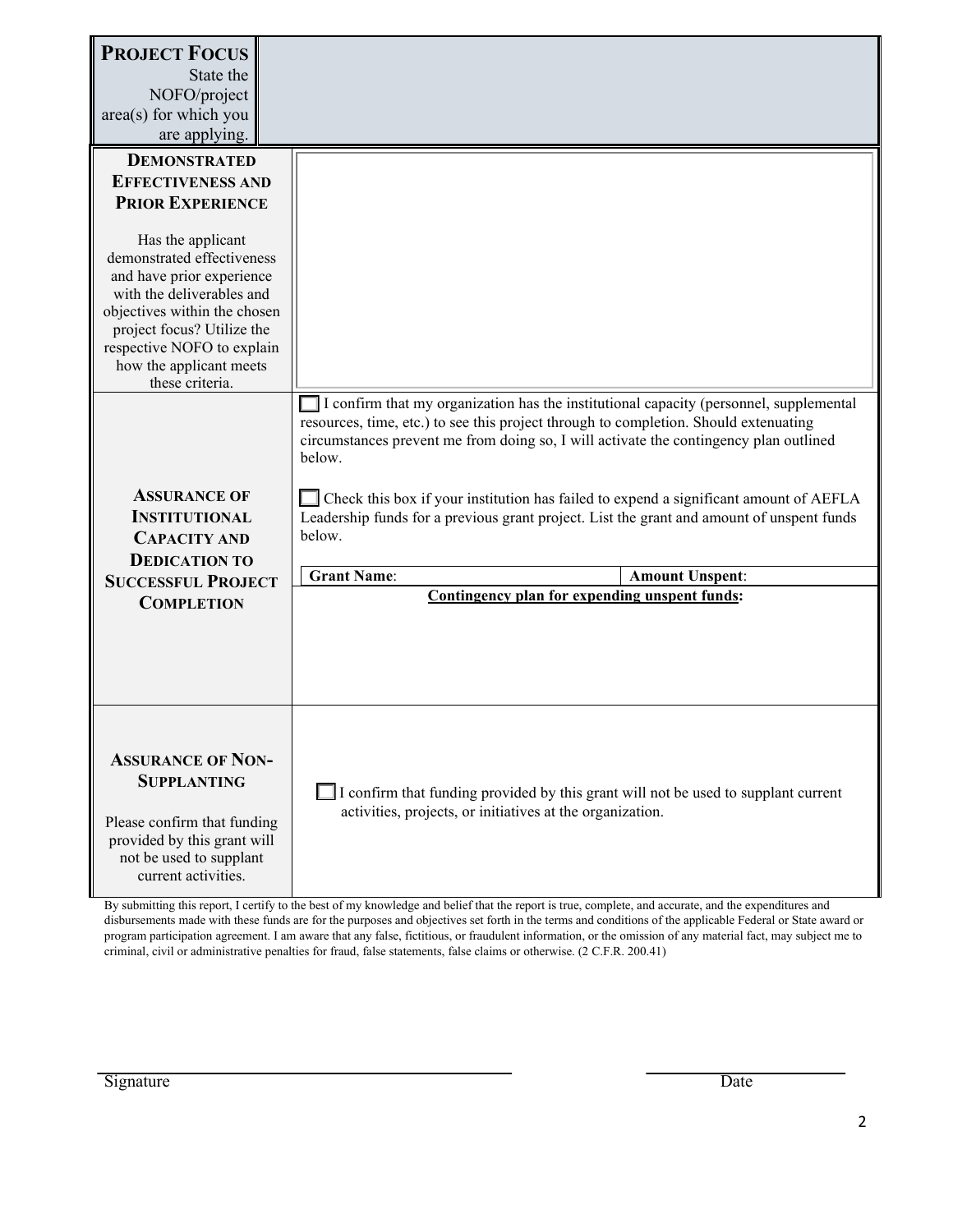| **PROJECT FOCUS** State the NOFO/project area(s) for which you are applying. | |
|---|---|
| **DEMONSTRATED EFFECTIVENESS AND PRIOR EXPERIENCE** Has the applicant demonstrated effectiveness and have prior experience with the deliverables and objectives within the chosen project focus? Utilize the respective NOFO to explain how the applicant meets these criteria. | |
| **ASSURANCE OF INSTITUTIONAL CAPACITY AND DEDICATION TO SUCCESSFUL PROJECT COMPLETION** | ☐ I confirm that my organization has the institutional capacity (personnel, supplemental resources, time, etc.) to see this project through to completion. Should extenuating circumstances prevent me from doing so, I will activate the contingency plan outlined below.<br><br>☐ Check this box if your institution has failed to expend a significant amount of AEFLA Leadership funds for a previous grant project. List the grant and amount of unspent funds below.<br><br>**Grant Name**: &nbsp;&nbsp;&nbsp;&nbsp; **Amount Unspent**:<br><br>**Contingency plan for expending unspent funds:** |
| **ASSURANCE OF NON-SUPPLANTING** Please confirm that funding provided by this grant will not be used to supplant current activities. | ☐ I confirm that funding provided by this grant will not be used to supplant current activities, projects, or initiatives at the organization. |

By submitting this report, I certify to the best of my knowledge and belief that the report is true, complete, and accurate, and the expenditures and disbursements made with these funds are for the purposes and objectives set forth in the terms and conditions of the applicable Federal or State award or program participation agreement. I am aware that any false, fictitious, or fraudulent information, or the omission of any material fact, may subject me to criminal, civil or administrative penalties for fraud, false statements, false claims or otherwise. (2 C.F.R. 200.41)

Signature ______________________________ &nbsp;&nbsp;&nbsp;&nbsp; Date ________________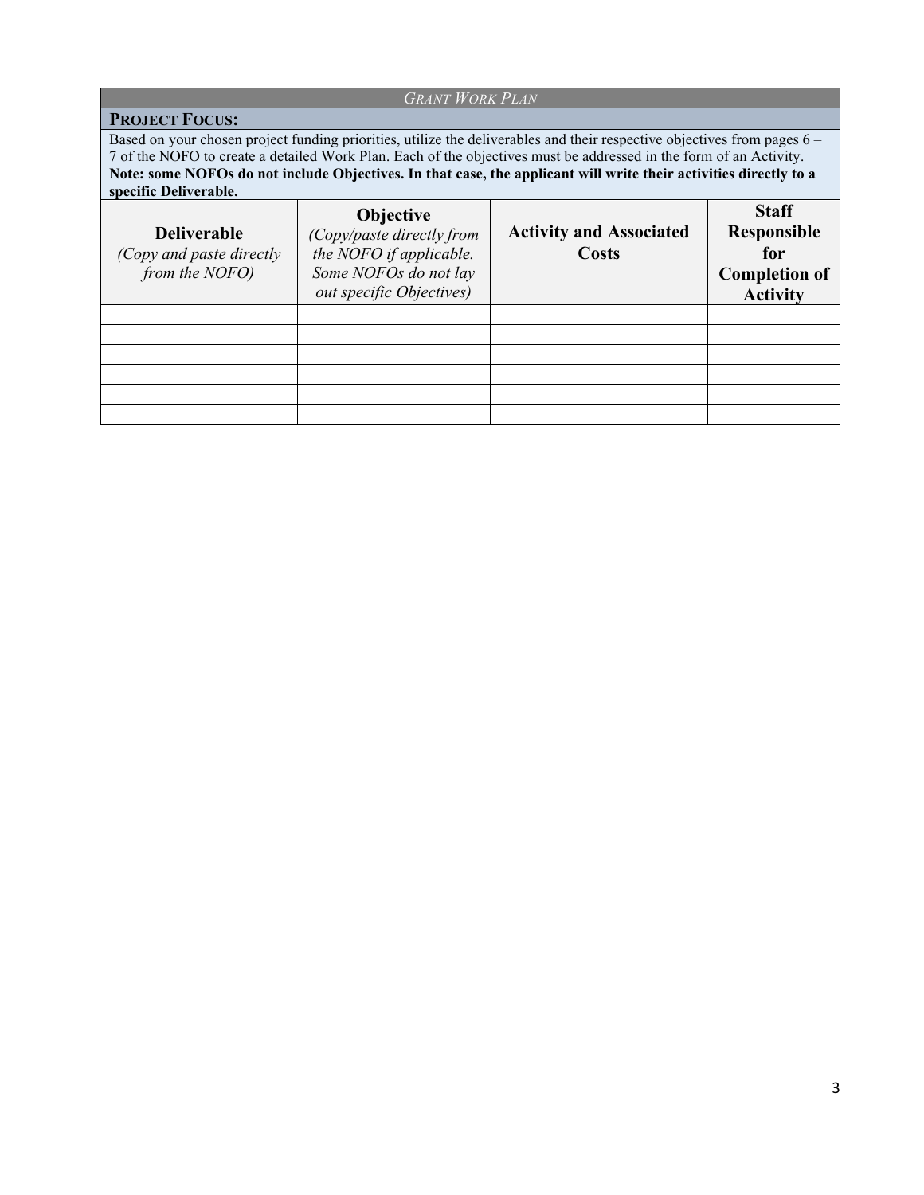## *GRANT WORK PLAN*

**PROJECT FOCUS:**

Based on your chosen project funding priorities, utilize the deliverables and their respective objectives from pages 6 – 7 of the NOFO to create a detailed Work Plan. Each of the objectives must be addressed in the form of an Activity. **Note: some NOFOs do not include Objectives. In that case, the applicant will write their activities directly to a specific Deliverable.**

| **Deliverable** *(Copy and paste directly from the NOFO)* | **Objective** *(Copy/paste directly from the NOFO if applicable. Some NOFOs do not lay out specific Objectives)* | **Activity and Associated Costs** | **Staff Responsible for Completion of Activity** |
|---|---|---|---|
| | | | |
| | | | |
| | | | |
| | | | |
| | | | |
| | | | |